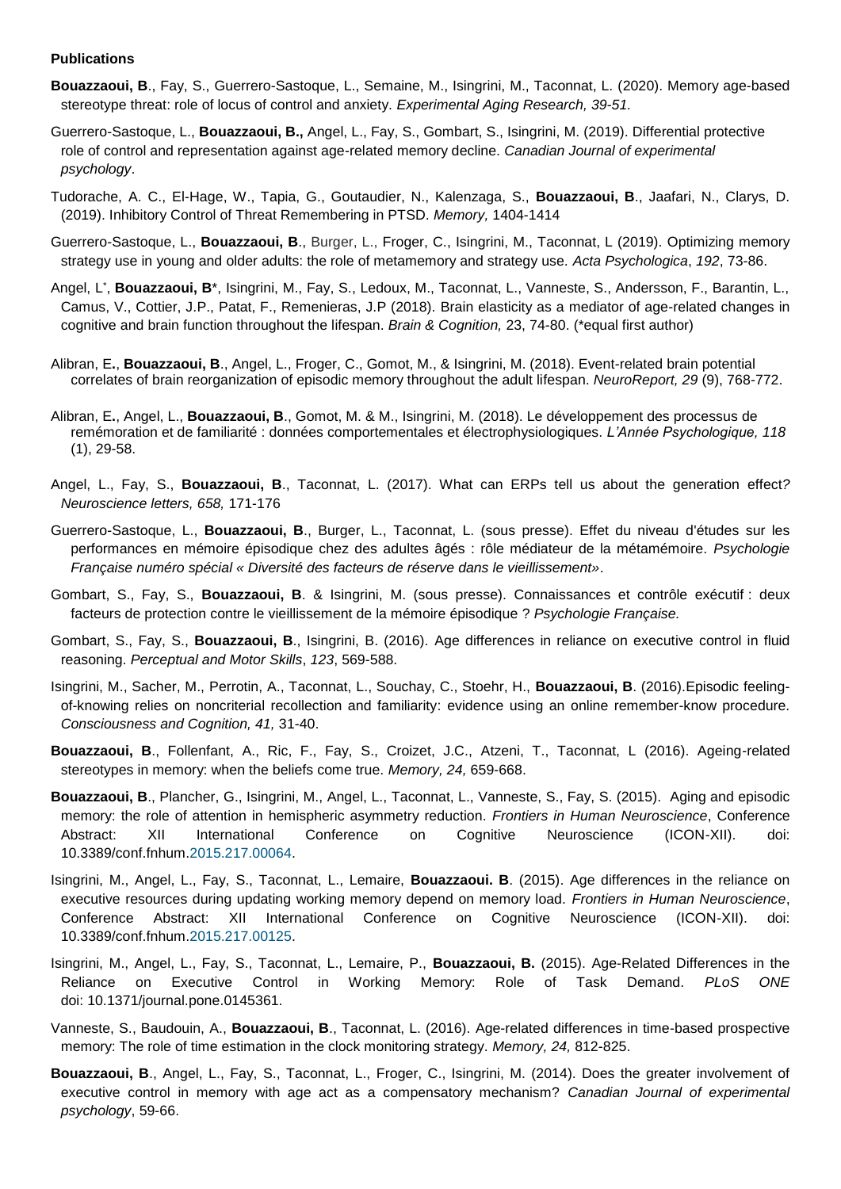**Publications**

**Bouazzaoui, B**., Fay, S., Guerrero-Sastoque, L., Semaine, M., Isingrini, M., Taconnat, L. (2020). Memory age-based stereotype threat: role of locus of control and anxiety. *Experimental Aging Research, 39-51.*

Guerrero-Sastoque, L., **Bouazzaoui, B.,** Angel, L., Fay, S., Gombart, S., Isingrini, M. (2019). Differential protective role of control and representation against age-related memory decline. *Canadian Journal of experimental psychology*.

Tudorache, A. C., El-Hage, W., Tapia, G., Goutaudier, N., Kalenzaga, S., **Bouazzaoui, B**., Jaafari, N., Clarys, D. (2019). Inhibitory Control of Threat Remembering in PTSD. *Memory,* 1404-1414

Guerrero-Sastoque, L., **Bouazzaoui, B**., Burger, L., Froger, C., Isingrini, M., Taconnat, L (2019). Optimizing memory strategy use in young and older adults: the role of metamemory and strategy use. *Acta Psychologica*, *192*, 73-86.

Angel, L*, **Bouazzaoui, B***, Isingrini, M., Fay, S., Ledoux, M., Taconnat, L., Vanneste, S., Andersson, F., Barantin, L., Camus, V., Cottier, J.P., Patat, F., Remenieras, J.P (2018). Brain elasticity as a mediator of age-related changes in cognitive and brain function throughout the lifespan. *Brain & Cognition,* 23, 74-80. (*equal first author)

Alibran, E**.**, **Bouazzaoui, B**., Angel, L., Froger, C., Gomot, M., & Isingrini, M. (2018). Event-related brain potential correlates of brain reorganization of episodic memory throughout the adult lifespan. *NeuroReport, 29* (9), 768-772.

Alibran, E**.**, Angel, L., **Bouazzaoui, B**., Gomot, M. & M., Isingrini, M. (2018). Le développement des processus de remémoration et de familiarité : données comportementales et électrophysiologiques. *L'Année Psychologique, 118* (1), 29-58.

Angel, L., Fay, S., **Bouazzaoui, B**., Taconnat, L. (2017). What can ERPs tell us about the generation effect*? Neuroscience letters, 658,* 171-176

Guerrero-Sastoque, L., **Bouazzaoui, B**., Burger, L., Taconnat, L. (sous presse). Effet du niveau d'études sur les performances en mémoire épisodique chez des adultes âgés : rôle médiateur de la métamémoire. *Psychologie Française numéro spécial « Diversité des facteurs de réserve dans le vieillissement»*.

Gombart, S., Fay, S., **Bouazzaoui, B**. & Isingrini, M. (sous presse). Connaissances et contrôle exécutif : deux facteurs de protection contre le vieillissement de la mémoire épisodique ? *Psychologie Française.*

Gombart, S., Fay, S., **Bouazzaoui, B**., Isingrini, B. (2016). Age differences in reliance on executive control in fluid reasoning. *Perceptual and Motor Skills*, *123*, 569-588.

Isingrini, M., Sacher, M., Perrotin, A., Taconnat, L., Souchay, C., Stoehr, H., **Bouazzaoui, B**. (2016).Episodic feeling-of-knowing relies on noncriterial recollection and familiarity: evidence using an online remember-know procedure. *Consciousness and Cognition, 41,* 31-40.

**Bouazzaoui, B**., Follenfant, A., Ric, F., Fay, S., Croizet, J.C., Atzeni, T., Taconnat, L (2016). Ageing-related stereotypes in memory: when the beliefs come true. *Memory, 24,* 659-668.

**Bouazzaoui, B**., Plancher, G., Isingrini, M., Angel, L., Taconnat, L., Vanneste, S., Fay, S. (2015). Aging and episodic memory: the role of attention in hemispheric asymmetry reduction. *Frontiers in Human Neuroscience*, Conference Abstract: XII International Conference on Cognitive Neuroscience (ICON-XII). doi: 10.3389/conf.fnhum.2015.217.00064.

Isingrini, M., Angel, L., Fay, S., Taconnat, L., Lemaire, **Bouazzaoui. B**. (2015). Age differences in the reliance on executive resources during updating working memory depend on memory load. *Frontiers in Human Neuroscience*, Conference Abstract: XII International Conference on Cognitive Neuroscience (ICON-XII). doi: 10.3389/conf.fnhum.2015.217.00125.

Isingrini, M., Angel, L., Fay, S., Taconnat, L., Lemaire, P., **Bouazzaoui, B.** (2015). Age-Related Differences in the Reliance on Executive Control in Working Memory: Role of Task Demand. *PLoS ONE* doi: 10.1371/journal.pone.0145361.

Vanneste, S., Baudouin, A., **Bouazzaoui, B**., Taconnat, L. (2016). Age-related differences in time-based prospective memory: The role of time estimation in the clock monitoring strategy. *Memory, 24,* 812-825.

**Bouazzaoui, B**., Angel, L., Fay, S., Taconnat, L., Froger, C., Isingrini, M. (2014). Does the greater involvement of executive control in memory with age act as a compensatory mechanism? *Canadian Journal of experimental psychology*, 59-66.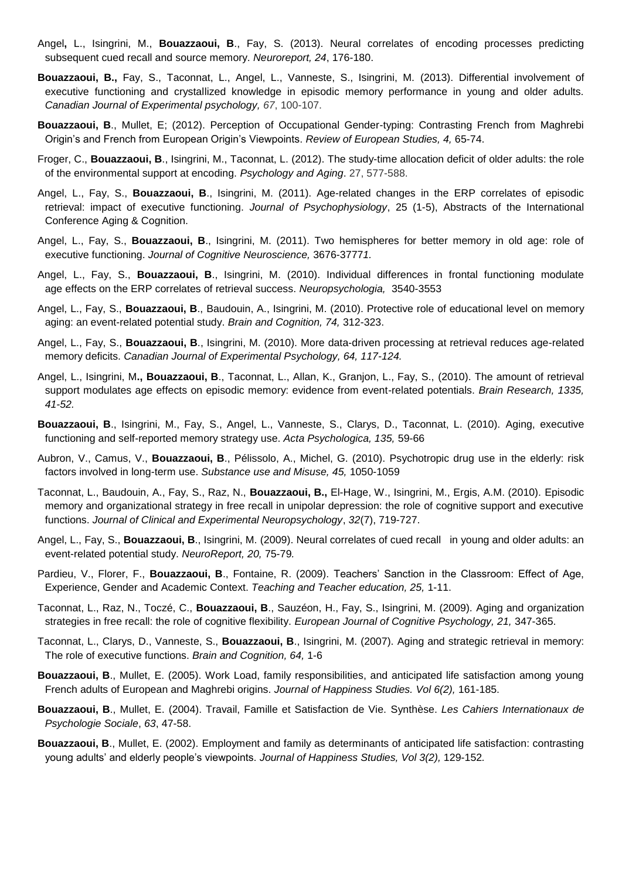Angel**,** L., Isingrini, M., **Bouazzaoui, B**., Fay, S. (2013). Neural correlates of encoding processes predicting subsequent cued recall and source memory. *Neuroreport, 24*, 176-180.

**Bouazzaoui, B.,** Fay, S., Taconnat, L., Angel, L., Vanneste, S., Isingrini, M. (2013). Differential involvement of executive functioning and crystallized knowledge in episodic memory performance in young and older adults. *Canadian Journal of Experimental psychology, 67*, 100-107.

**Bouazzaoui, B**., Mullet, E; (2012). Perception of Occupational Gender-typing: Contrasting French from Maghrebi Origin's and French from European Origin's Viewpoints. *Review of European Studies, 4,* 65-74.

Froger, C., **Bouazzaoui, B**., Isingrini, M., Taconnat, L. (2012). The study-time allocation deficit of older adults: the role of the environmental support at encoding. *Psychology and Aging*. 27, 577-588.

Angel, L., Fay, S., **Bouazzaoui, B**., Isingrini, M. (2011). Age-related changes in the ERP correlates of episodic retrieval: impact of executive functioning. *Journal of Psychophysiology*, 25 (1-5), Abstracts of the International Conference Aging & Cognition.

Angel, L., Fay, S., **Bouazzaoui, B**., Isingrini, M. (2011). Two hemispheres for better memory in old age: role of executive functioning. *Journal of Cognitive Neuroscience,* 3676-3777*1.*

Angel, L., Fay, S., **Bouazzaoui, B**., Isingrini, M. (2010). Individual differences in frontal functioning modulate age effects on the ERP correlates of retrieval success. *Neuropsychologia,* 3540-3553

Angel, L., Fay, S., **Bouazzaoui, B**., Baudouin, A., Isingrini, M. (2010). Protective role of educational level on memory aging: an event-related potential study. *Brain and Cognition, 74,* 312-323.

Angel, L., Fay, S., **Bouazzaoui, B**., Isingrini, M. (2010). More data-driven processing at retrieval reduces age-related memory deficits. *Canadian Journal of Experimental Psychology, 64, 117-124.*

Angel, L., Isingrini, M**., Bouazzaoui, B**., Taconnat, L., Allan, K., Granjon, L., Fay, S., (2010). The amount of retrieval support modulates age effects on episodic memory: evidence from event-related potentials. *Brain Research, 1335, 41-52.*

**Bouazzaoui, B**., Isingrini, M., Fay, S., Angel, L., Vanneste, S., Clarys, D., Taconnat, L. (2010). Aging, executive functioning and self-reported memory strategy use. *Acta Psychologica, 135,* 59-66

Aubron, V., Camus, V., **Bouazzaoui, B**., Pélissolo, A., Michel, G. (2010). Psychotropic drug use in the elderly: risk factors involved in long-term use. *Substance use and Misuse, 45,* 1050-1059

Taconnat, L., Baudouin, A., Fay, S., Raz, N., **Bouazzaoui, B.,** El-Hage, W., Isingrini, M., Ergis, A.M. (2010). Episodic memory and organizational strategy in free recall in unipolar depression: the role of cognitive support and executive functions. *Journal of Clinical and Experimental Neuropsychology*, *32*(7), 719-727.

Angel, L., Fay, S., **Bouazzaoui, B**., Isingrini, M. (2009). Neural correlates of cued recall in young and older adults: an event-related potential study. *NeuroReport, 20,* 75-79*.*

Pardieu, V., Florer, F., **Bouazzaoui, B**., Fontaine, R. (2009). Teachers' Sanction in the Classroom: Effect of Age, Experience, Gender and Academic Context. *Teaching and Teacher education, 25,* 1-11.

Taconnat, L., Raz, N., Toczé, C., **Bouazzaoui, B**., Sauzéon, H., Fay, S., Isingrini, M. (2009). Aging and organization strategies in free recall: the role of cognitive flexibility. *European Journal of Cognitive Psychology, 21,* 347-365.

Taconnat, L., Clarys, D., Vanneste, S., **Bouazzaoui, B**., Isingrini, M. (2007). Aging and strategic retrieval in memory: The role of executive functions. *Brain and Cognition, 64,* 1-6

**Bouazzaoui, B**., Mullet, E. (2005). Work Load, family responsibilities, and anticipated life satisfaction among young French adults of European and Maghrebi origins. *Journal of Happiness Studies. Vol 6(2),* 161-185.

**Bouazzaoui, B**., Mullet, E. (2004). Travail, Famille et Satisfaction de Vie. Synthèse. *Les Cahiers Internationaux de Psychologie Sociale*, *63*, 47-58.

**Bouazzaoui, B**., Mullet, E. (2002). Employment and family as determinants of anticipated life satisfaction: contrasting young adults' and elderly people's viewpoints. *Journal of Happiness Studies, Vol 3(2),* 129-152*.*